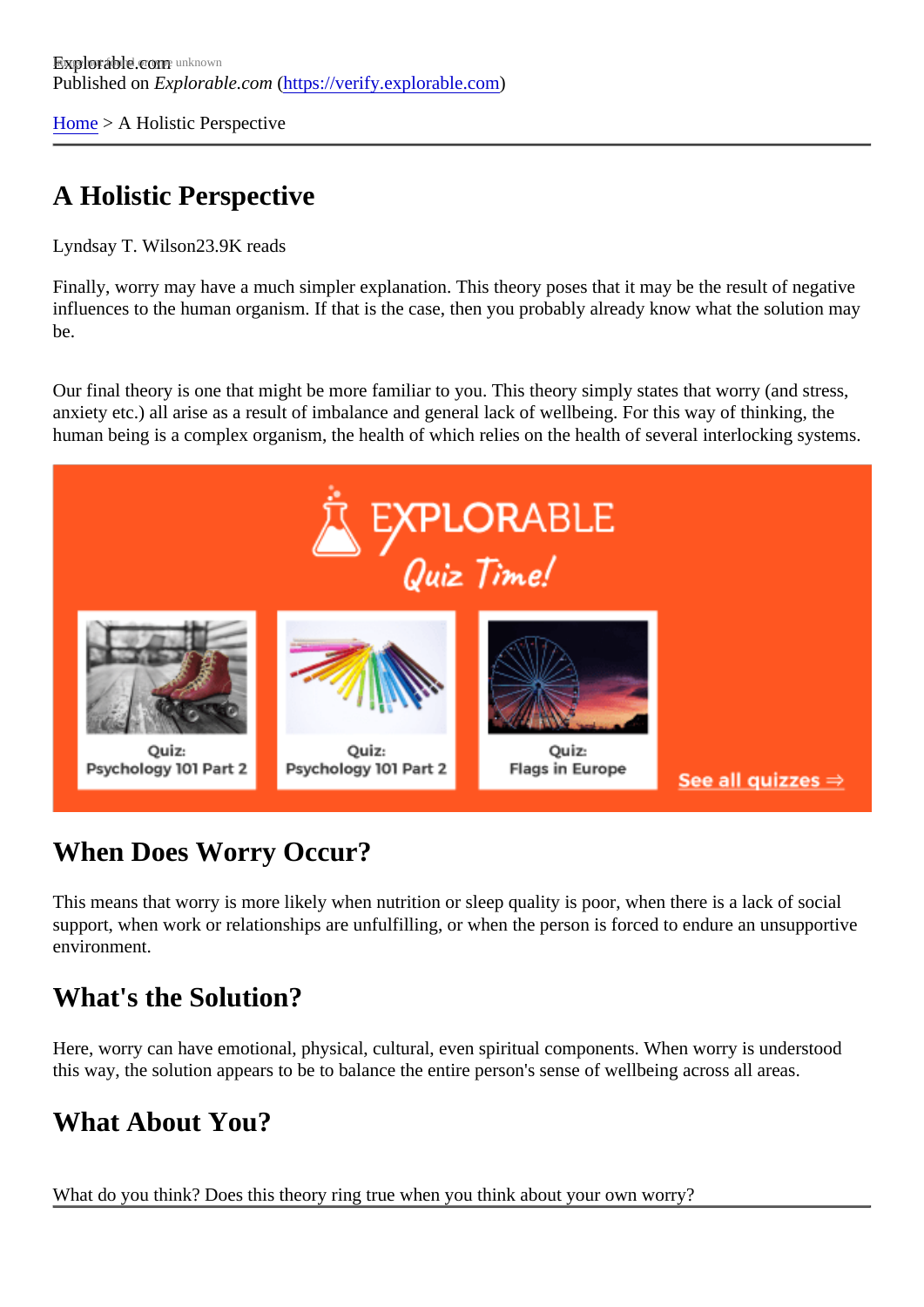Explorable.com

Published on *Explorable.com* (https://verify.explorable.com)

Home > A Holistic Perspective

# A Holistic Perspective

Lyndsay T. Wilson23.9K reads

Finally, worry may have a much simpler explanation. This theory poses that it may be the result of negative influences to the human organism. If that is the case, then you probably already know what the solution may be.

Our final theory is one that might be more familiar to you. This theory simply states that worry (and stress, anxiety etc.) all arise as a result of imbalance and general lack of wellbeing. For this way of thinking, the human being is a complex organism, the health of which relies on the health of several interlocking systems.

## When Does Worry Occur?

This means that worry is more likely when nutrition or sleep quality is poor, when there is a lack of social support, when work or relationships are unfulfilling, or when the person is forced to endure an unsupportive environment.

## What's the Solution?

Here, worry can have emotional, physical, cultural, even spiritual components. When worry is understood this way, the solution appears to be to balance the entire person's sense of wellbeing across all areas.

## What About You?

What do you think? Does this theory ring true when you think about your own worry?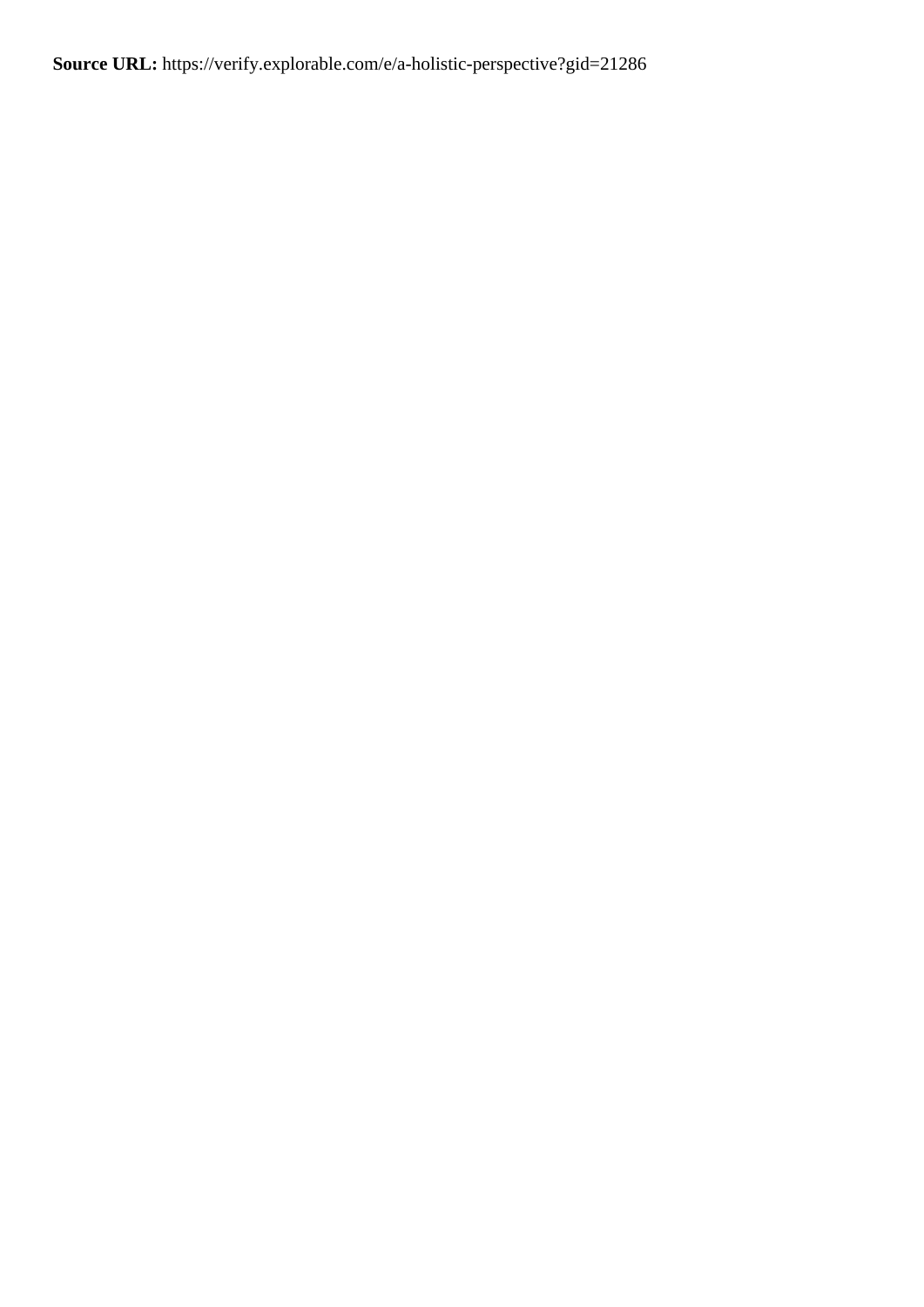**Source URL:** https://verify.explorable.com/e/a-holistic-perspective?gid=21286